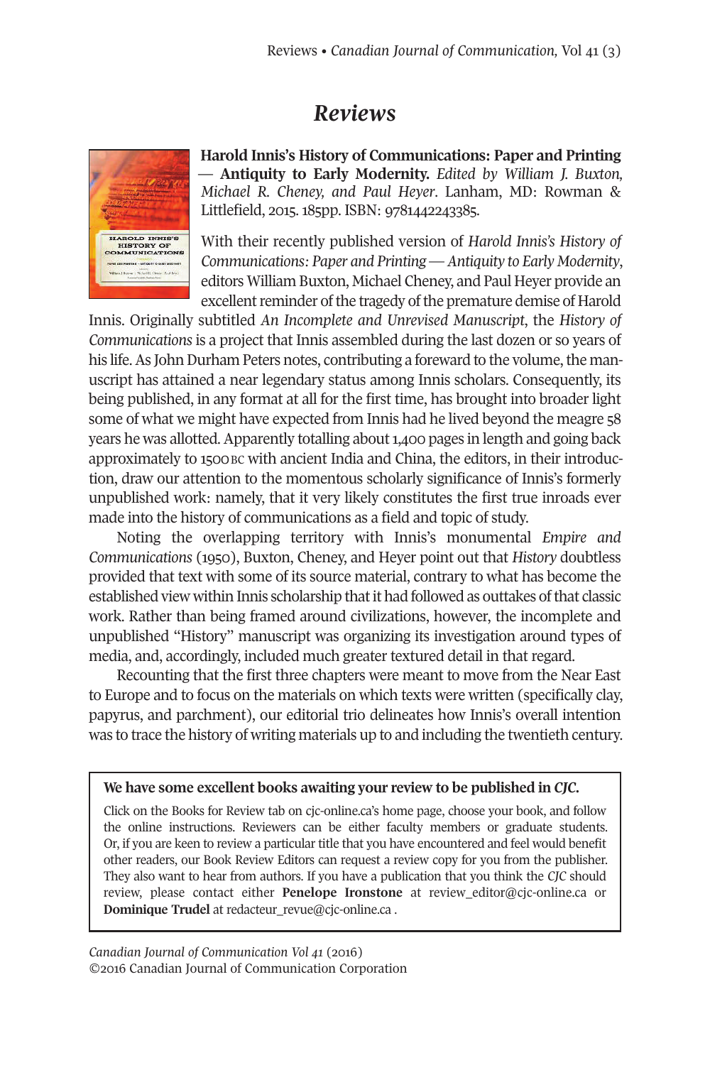# Reviews

**Harold Innis's History of Communications: Paper and Printing — Antiquity to Early Modernity.** *Edited by William J. Buxton, Michael R. Cheney, and Paul Heyer*. Lanham, MD: Rowman & Littlefield, 2015. 185pp. ISBN: 9781442243385.

With their recently published version of *Harold Innis's History of Communications: Paper and Printing — Antiquity to Early Modernity*, editors William Buxton, Michael Cheney, and Paul Heyer provide an excellent reminder of the tragedy of the premature demise of Harold Innis. Originally subtitled *An Incomplete and Unrevised Manuscript*, the *History of Communications* is a project that Innis assembled during the last dozen or so years of his life. As John Durham Peters notes, contributing a foreward to the volume, the manuscript has attained a near legendary status among Innis scholars. Consequently, its being published, in any format at all for the first time, has brought into broader light some of what we might have expected from Innis had he lived beyond the meagre 58 years he was allotted. Apparently totalling about 1,400 pages in length and going back approximately to 1500 BC with ancient India and China, the editors, in their introduction, draw our attention to the momentous scholarly significance of Innis's formerly unpublished work: namely, that it very likely constitutes the first true inroads ever made into the history of communications as a field and topic of study.

Noting the overlapping territory with Innis's monumental *Empire and Communications* (1950), Buxton, Cheney, and Heyer point out that *History* doubtless provided that text with some of its source material, contrary to what has become the established view within Innis scholarship that it had followed as outtakes of that classic work. Rather than being framed around civilizations, however, the incomplete and unpublished "History" manuscript was organizing its investigation around types of media, and, accordingly, included much greater textured detail in that regard.

Recounting that the first three chapters were meant to move from the Near East to Europe and to focus on the materials on which texts were written (specifically clay, papyrus, and parchment), our editorial trio delineates how Innis's overall intention was to trace the history of writing materials up to and including the twentieth century.

---

**We have some excellent books awaiting your review to be published in *CJC*.**

Click on the Books for Review tab on cjc-online.ca's home page, choose your book, and follow the online instructions. Reviewers can be either faculty members or graduate students. Or, if you are keen to review a particular title that you have encountered and feel would benefit other readers, our Book Review Editors can request a review copy for you from the publisher. They also want to hear from authors. If you have a publication that you think the *CJC* should review, please contact either **Penelope Ironstone** at review_editor@cjc-online.ca or **Dominique Trudel** at redacteur_revue@cjc-online.ca .

---

*Canadian Journal of Communication Vol 41* (2016)
©2016 Canadian Journal of Communication Corporation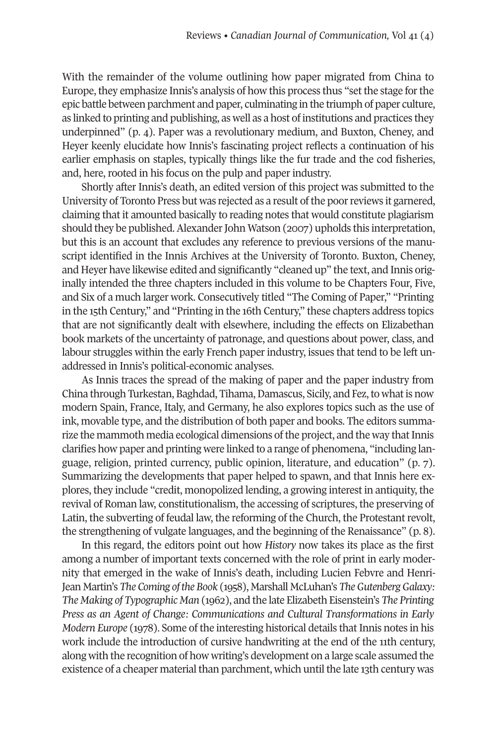With the remainder of the volume outlining how paper migrated from China to Europe, they emphasize Innis's analysis of how this process thus "set the stage for the epic battle between parchment and paper, culminating in the triumph of paper culture, as linked to printing and publishing, as well as a host of institutions and practices they underpinned" (p. 4). Paper was a revolutionary medium, and Buxton, Cheney, and Heyer keenly elucidate how Innis's fascinating project reflects a continuation of his earlier emphasis on staples, typically things like the fur trade and the cod fisheries, and, here, rooted in his focus on the pulp and paper industry.

Shortly after Innis's death, an edited version of this project was submitted to the University of Toronto Press but was rejected as a result of the poor reviews it garnered, claiming that it amounted basically to reading notes that would constitute plagiarism should they be published. Alexander John Watson (2007) upholds this interpretation, but this is an account that excludes any reference to previous versions of the manuscript identified in the Innis Archives at the University of Toronto. Buxton, Cheney, and Heyer have likewise edited and significantly "cleaned up" the text, and Innis originally intended the three chapters included in this volume to be Chapters Four, Five, and Six of a much larger work. Consecutively titled "The Coming of Paper," "Printing in the 15th Century," and "Printing in the 16th Century," these chapters address topics that are not significantly dealt with elsewhere, including the effects on Elizabethan book markets of the uncertainty of patronage, and questions about power, class, and labour struggles within the early French paper industry, issues that tend to be left unaddressed in Innis's political-economic analyses.

As Innis traces the spread of the making of paper and the paper industry from China through Turkestan, Baghdad, Tihama, Damascus, Sicily, and Fez, to what is now modern Spain, France, Italy, and Germany, he also explores topics such as the use of ink, movable type, and the distribution of both paper and books. The editors summarize the mammoth media ecological dimensions of the project, and the way that Innis clarifies how paper and printing were linked to a range of phenomena, "including language, religion, printed currency, public opinion, literature, and education" (p. 7). Summarizing the developments that paper helped to spawn, and that Innis here explores, they include "credit, monopolized lending, a growing interest in antiquity, the revival of Roman law, constitutionalism, the accessing of scriptures, the preserving of Latin, the subverting of feudal law, the reforming of the Church, the Protestant revolt, the strengthening of vulgate languages, and the beginning of the Renaissance" (p. 8).

In this regard, the editors point out how *History* now takes its place as the first among a number of important texts concerned with the role of print in early modernity that emerged in the wake of Innis's death, including Lucien Febvre and Henri-Jean Martin's *The Coming of the Book* (1958), Marshall McLuhan's *The Gutenberg Galaxy: The Making of Typographic Man* (1962), and the late Elizabeth Eisenstein's *The Printing Press as an Agent of Change: Communications and Cultural Transformations in Early Modern Europe* (1978). Some of the interesting historical details that Innis notes in his work include the introduction of cursive handwriting at the end of the 11th century, along with the recognition of how writing's development on a large scale assumed the existence of a cheaper material than parchment, which until the late 13th century was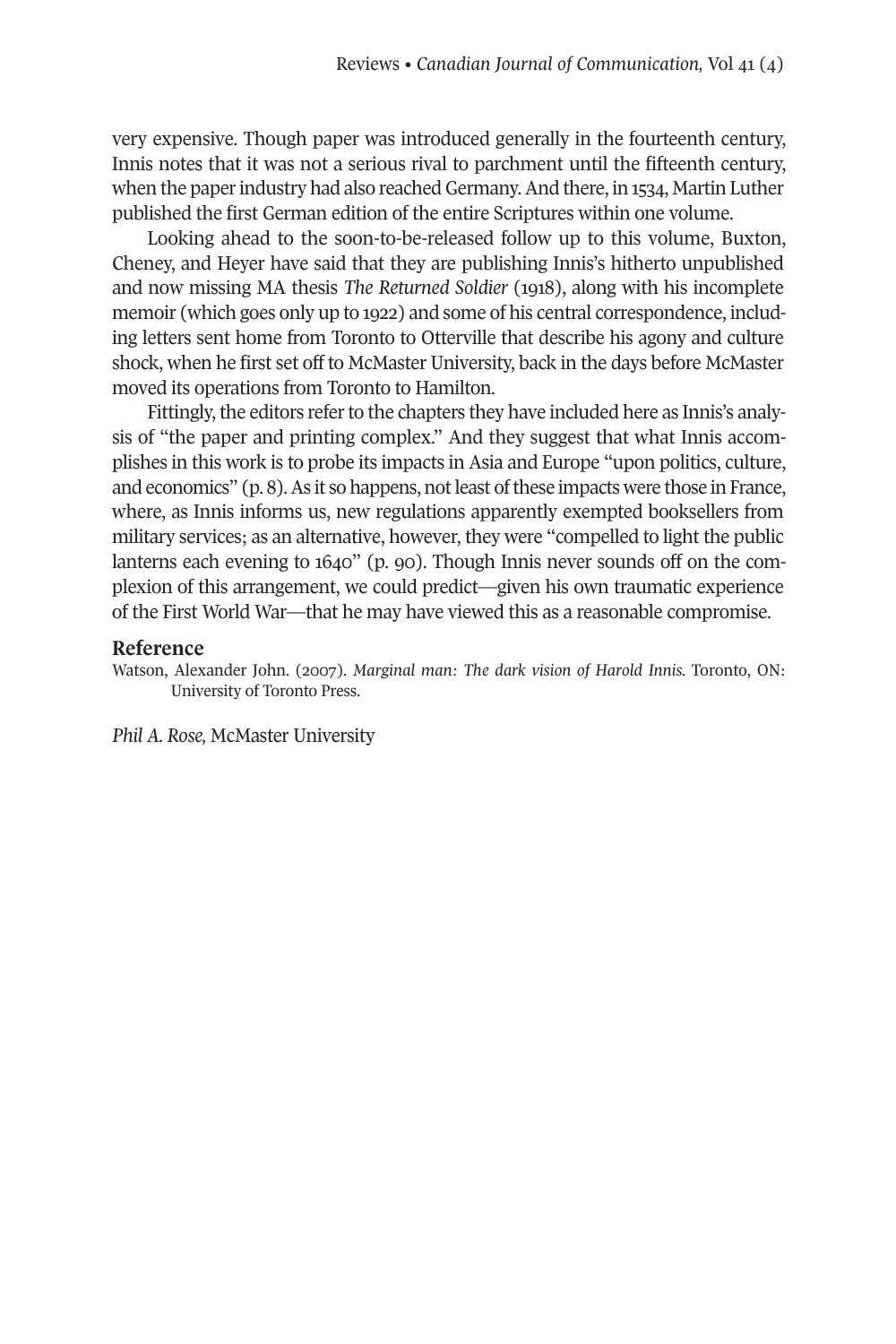very expensive. Though paper was introduced generally in the fourteenth century, Innis notes that it was not a serious rival to parchment until the fifteenth century, when the paper industry had also reached Germany. And there, in 1534, Martin Luther published the first German edition of the entire Scriptures within one volume.

Looking ahead to the soon-to-be-released follow up to this volume, Buxton, Cheney, and Heyer have said that they are publishing Innis's hitherto unpublished and now missing MA thesis *The Returned Soldier* (1918), along with his incomplete memoir (which goes only up to 1922) and some of his central correspondence, including letters sent home from Toronto to Otterville that describe his agony and culture shock, when he first set off to McMaster University, back in the days before McMaster moved its operations from Toronto to Hamilton.

Fittingly, the editors refer to the chapters they have included here as Innis's analysis of "the paper and printing complex." And they suggest that what Innis accomplishes in this work is to probe its impacts in Asia and Europe "upon politics, culture, and economics" (p. 8). As it so happens, not least of these impacts were those in France, where, as Innis informs us, new regulations apparently exempted booksellers from military services; as an alternative, however, they were "compelled to light the public lanterns each evening to 1640" (p. 90). Though Innis never sounds off on the complexion of this arrangement, we could predict—given his own traumatic experience of the First World War—that he may have viewed this as a reasonable compromise.

## Reference

Watson, Alexander John. (2007). *Marginal man: The dark vision of Harold Innis.* Toronto, ON: University of Toronto Press.

*Phil A. Rose,* McMaster University